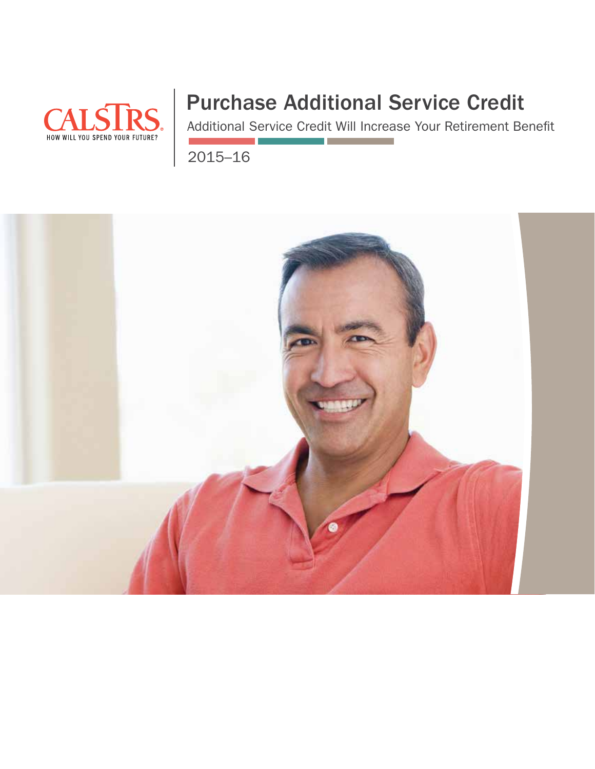CALSTRS
HOW WILL YOU SPEND YOUR FUTURE?

# Purchase Additional Service Credit

Additional Service Credit Will Increase Your Retirement Benefit

2015–16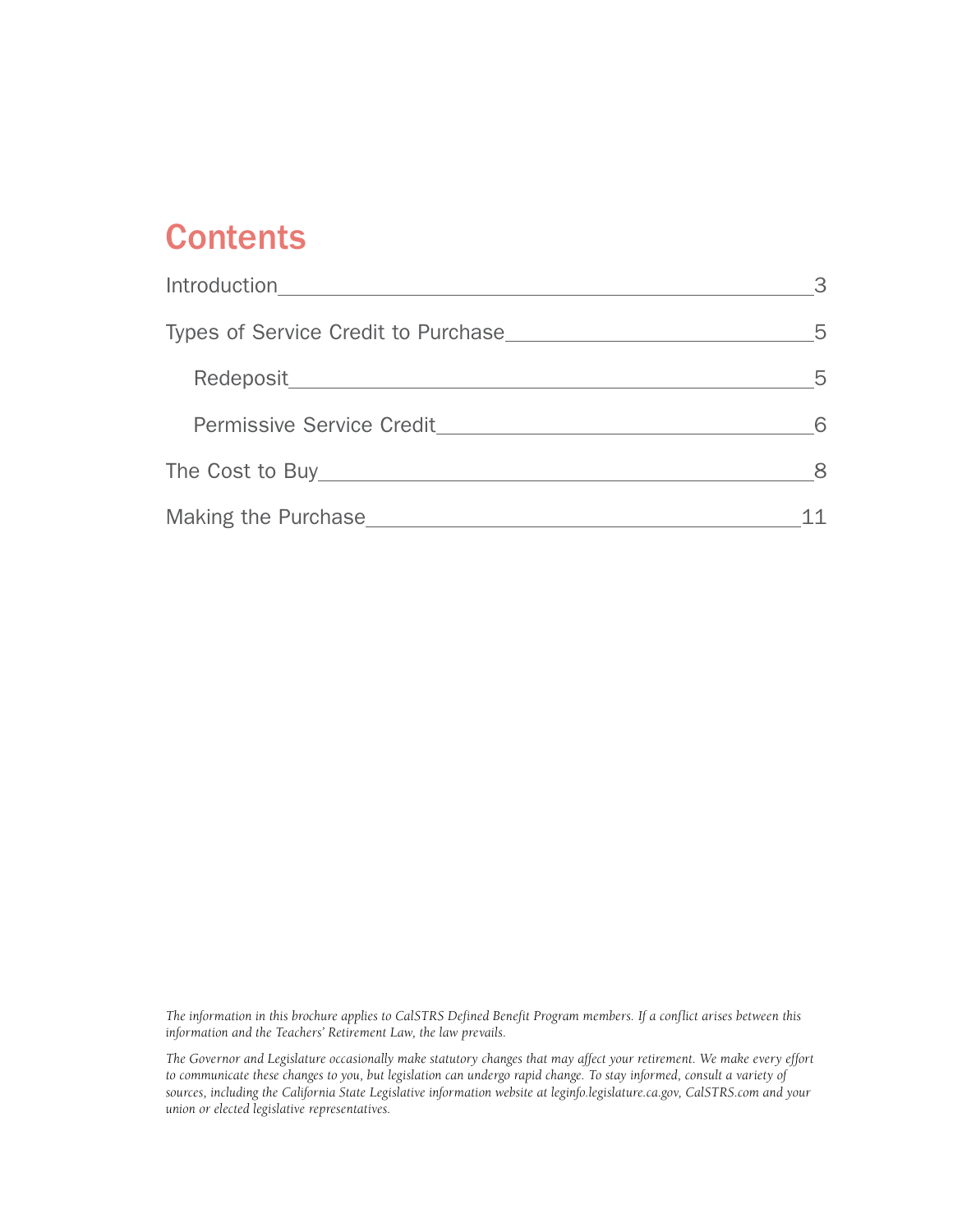# Contents

| | |
|---|---|
| Introduction | 3 |
| Types of Service Credit to Purchase | 5 |
| Redeposit | 5 |
| Permissive Service Credit | 6 |
| The Cost to Buy | 8 |
| Making the Purchase | 11 |

*The information in this brochure applies to CalSTRS Defined Benefit Program members. If a conflict arises between this information and the Teachers' Retirement Law, the law prevails.*

*The Governor and Legislature occasionally make statutory changes that may affect your retirement. We make every effort to communicate these changes to you, but legislation can undergo rapid change. To stay informed, consult a variety of sources, including the California State Legislative information website at leginfo.legislature.ca.gov, CalSTRS.com and your union or elected legislative representatives.*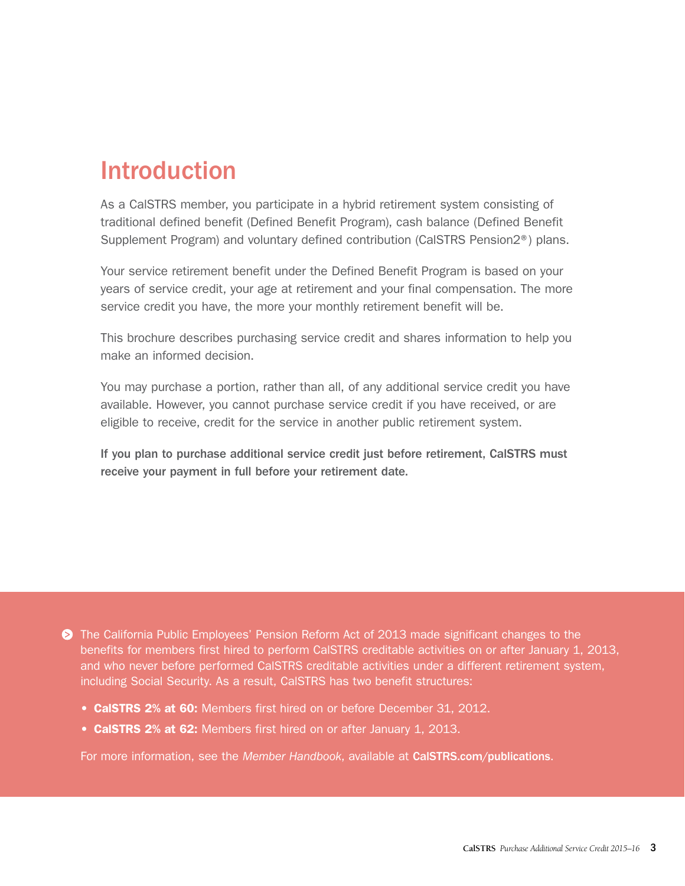# Introduction

As a CalSTRS member, you participate in a hybrid retirement system consisting of traditional defined benefit (Defined Benefit Program), cash balance (Defined Benefit Supplement Program) and voluntary defined contribution (CalSTRS Pension2®) plans.

Your service retirement benefit under the Defined Benefit Program is based on your years of service credit, your age at retirement and your final compensation. The more service credit you have, the more your monthly retirement benefit will be.

This brochure describes purchasing service credit and shares information to help you make an informed decision.

You may purchase a portion, rather than all, of any additional service credit you have available. However, you cannot purchase service credit if you have received, or are eligible to receive, credit for the service in another public retirement system.

**If you plan to purchase additional service credit just before retirement, CalSTRS must receive your payment in full before your retirement date.**

The California Public Employees' Pension Reform Act of 2013 made significant changes to the benefits for members first hired to perform CalSTRS creditable activities on or after January 1, 2013, and who never before performed CalSTRS creditable activities under a different retirement system, including Social Security. As a result, CalSTRS has two benefit structures:

- **CalSTRS 2% at 60:** Members first hired on or before December 31, 2012.
- **CalSTRS 2% at 62:** Members first hired on or after January 1, 2013.

For more information, see the *Member Handbook*, available at **CalSTRS.com/publications**.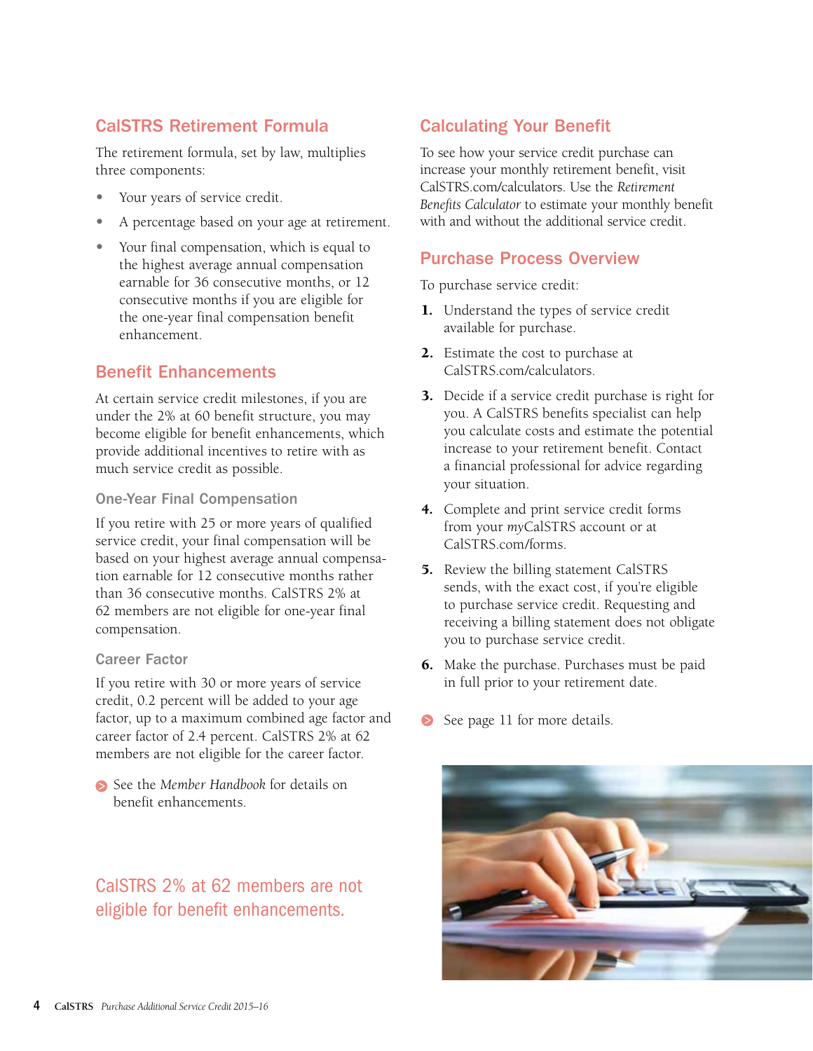## CalSTRS Retirement Formula

The retirement formula, set by law, multiplies three components:

- Your years of service credit.
- A percentage based on your age at retirement.
- Your final compensation, which is equal to the highest average annual compensation earnable for 36 consecutive months, or 12 consecutive months if you are eligible for the one-year final compensation benefit enhancement.

## Benefit Enhancements

At certain service credit milestones, if you are under the 2% at 60 benefit structure, you may become eligible for benefit enhancements, which provide additional incentives to retire with as much service credit as possible.

### One-Year Final Compensation

If you retire with 25 or more years of qualified service credit, your final compensation will be based on your highest average annual compensation earnable for 12 consecutive months rather than 36 consecutive months. CalSTRS 2% at 62 members are not eligible for one-year final compensation.

### Career Factor

If you retire with 30 or more years of service credit, 0.2 percent will be added to your age factor, up to a maximum combined age factor and career factor of 2.4 percent. CalSTRS 2% at 62 members are not eligible for the career factor.

See the *Member Handbook* for details on benefit enhancements.

CalSTRS 2% at 62 members are not eligible for benefit enhancements.

## Calculating Your Benefit

To see how your service credit purchase can increase your monthly retirement benefit, visit CalSTRS.com/calculators. Use the *Retirement Benefits Calculator* to estimate your monthly benefit with and without the additional service credit.

## Purchase Process Overview

To purchase service credit:

1. Understand the types of service credit available for purchase.
2. Estimate the cost to purchase at CalSTRS.com/calculators.
3. Decide if a service credit purchase is right for you. A CalSTRS benefits specialist can help you calculate costs and estimate the potential increase to your retirement benefit. Contact a financial professional for advice regarding your situation.
4. Complete and print service credit forms from your *my*CalSTRS account or at CalSTRS.com/forms.
5. Review the billing statement CalSTRS sends, with the exact cost, if you're eligible to purchase service credit. Requesting and receiving a billing statement does not obligate you to purchase service credit.
6. Make the purchase. Purchases must be paid in full prior to your retirement date.

See page 11 for more details.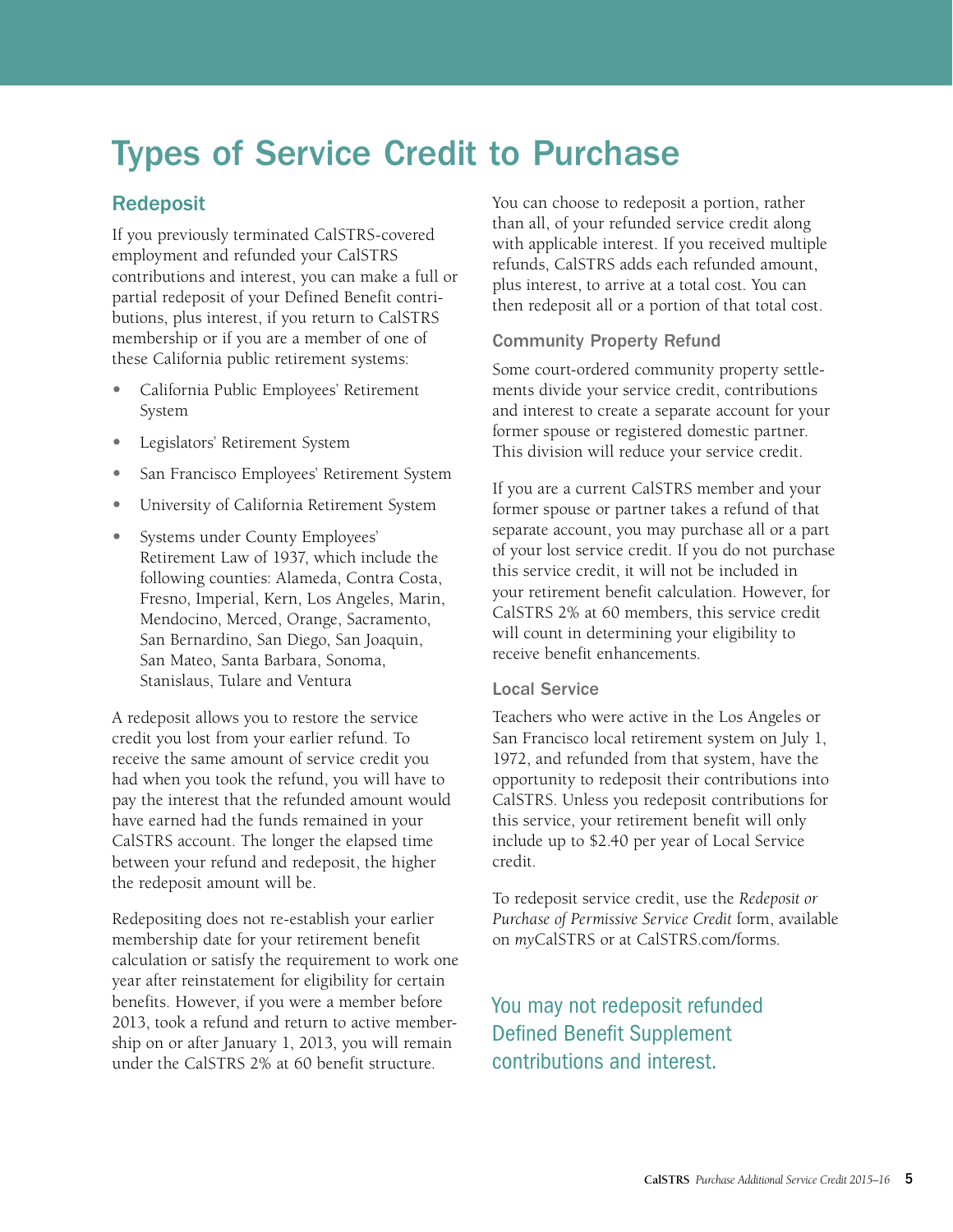# Types of Service Credit to Purchase

## Redeposit

If you previously terminated CalSTRS-covered employment and refunded your CalSTRS contributions and interest, you can make a full or partial redeposit of your Defined Benefit contributions, plus interest, if you return to CalSTRS membership or if you are a member of one of these California public retirement systems:

- California Public Employees' Retirement System
- Legislators' Retirement System
- San Francisco Employees' Retirement System
- University of California Retirement System
- Systems under County Employees' Retirement Law of 1937, which include the following counties: Alameda, Contra Costa, Fresno, Imperial, Kern, Los Angeles, Marin, Mendocino, Merced, Orange, Sacramento, San Bernardino, San Diego, San Joaquin, San Mateo, Santa Barbara, Sonoma, Stanislaus, Tulare and Ventura

A redeposit allows you to restore the service credit you lost from your earlier refund. To receive the same amount of service credit you had when you took the refund, you will have to pay the interest that the refunded amount would have earned had the funds remained in your CalSTRS account. The longer the elapsed time between your refund and redeposit, the higher the redeposit amount will be.

Redepositing does not re-establish your earlier membership date for your retirement benefit calculation or satisfy the requirement to work one year after reinstatement for eligibility for certain benefits. However, if you were a member before 2013, took a refund and return to active membership on or after January 1, 2013, you will remain under the CalSTRS 2% at 60 benefit structure.

You can choose to redeposit a portion, rather than all, of your refunded service credit along with applicable interest. If you received multiple refunds, CalSTRS adds each refunded amount, plus interest, to arrive at a total cost. You can then redeposit all or a portion of that total cost.

### Community Property Refund

Some court-ordered community property settlements divide your service credit, contributions and interest to create a separate account for your former spouse or registered domestic partner. This division will reduce your service credit.

If you are a current CalSTRS member and your former spouse or partner takes a refund of that separate account, you may purchase all or a part of your lost service credit. If you do not purchase this service credit, it will not be included in your retirement benefit calculation. However, for CalSTRS 2% at 60 members, this service credit will count in determining your eligibility to receive benefit enhancements.

### Local Service

Teachers who were active in the Los Angeles or San Francisco local retirement system on July 1, 1972, and refunded from that system, have the opportunity to redeposit their contributions into CalSTRS. Unless you redeposit contributions for this service, your retirement benefit will only include up to $2.40 per year of Local Service credit.

To redeposit service credit, use the *Redeposit or Purchase of Permissive Service Credit* form, available on *my*CalSTRS or at CalSTRS.com/forms.

You may not redeposit refunded Defined Benefit Supplement contributions and interest.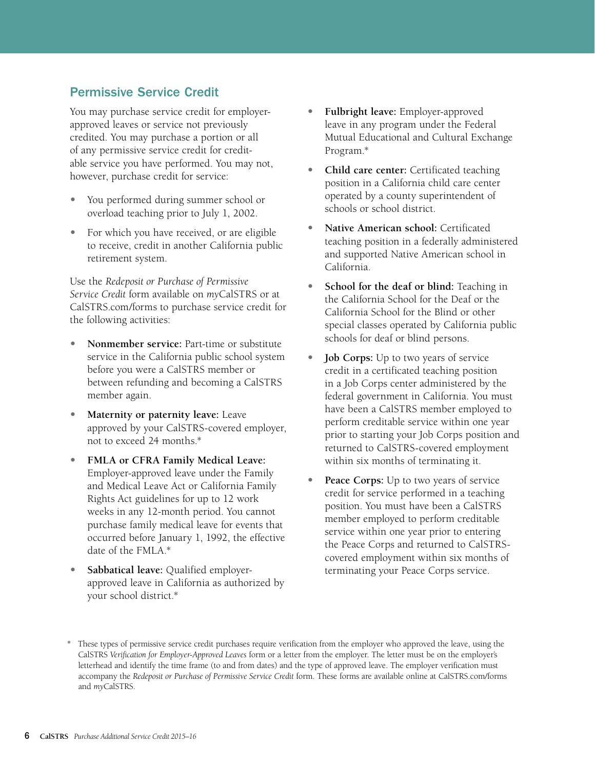## Permissive Service Credit

You may purchase service credit for employer-approved leaves or service not previously credited. You may purchase a portion or all of any permissive service credit for creditable service you have performed. You may not, however, purchase credit for service:

- You performed during summer school or overload teaching prior to July 1, 2002.
- For which you have received, or are eligible to receive, credit in another California public retirement system.

Use the *Redeposit or Purchase of Permissive Service Credit* form available on *my*CalSTRS or at CalSTRS.com/forms to purchase service credit for the following activities:

- **Nonmember service:** Part-time or substitute service in the California public school system before you were a CalSTRS member or between refunding and becoming a CalSTRS member again.
- **Maternity or paternity leave:** Leave approved by your CalSTRS-covered employer, not to exceed 24 months.*
- **FMLA or CFRA Family Medical Leave:** Employer-approved leave under the Family and Medical Leave Act or California Family Rights Act guidelines for up to 12 work weeks in any 12-month period. You cannot purchase family medical leave for events that occurred before January 1, 1992, the effective date of the FMLA.*
- **Sabbatical leave:** Qualified employer-approved leave in California as authorized by your school district.*
- **Fulbright leave:** Employer-approved leave in any program under the Federal Mutual Educational and Cultural Exchange Program.*
- **Child care center:** Certificated teaching position in a California child care center operated by a county superintendent of schools or school district.
- **Native American school:** Certificated teaching position in a federally administered and supported Native American school in California.
- **School for the deaf or blind:** Teaching in the California School for the Deaf or the California School for the Blind or other special classes operated by California public schools for deaf or blind persons.
- **Job Corps:** Up to two years of service credit in a certificated teaching position in a Job Corps center administered by the federal government in California. You must have been a CalSTRS member employed to perform creditable service within one year prior to starting your Job Corps position and returned to CalSTRS-covered employment within six months of terminating it.
- **Peace Corps:** Up to two years of service credit for service performed in a teaching position. You must have been a CalSTRS member employed to perform creditable service within one year prior to entering the Peace Corps and returned to CalSTRS-covered employment within six months of terminating your Peace Corps service.

\* These types of permissive service credit purchases require verification from the employer who approved the leave, using the CalSTRS *Verification for Employer-Approved Leaves* form or a letter from the employer. The letter must be on the employer's letterhead and identify the time frame (to and from dates) and the type of approved leave. The employer verification must accompany the *Redeposit or Purchase of Permissive Service Credit* form. These forms are available online at CalSTRS.com/forms and *my*CalSTRS.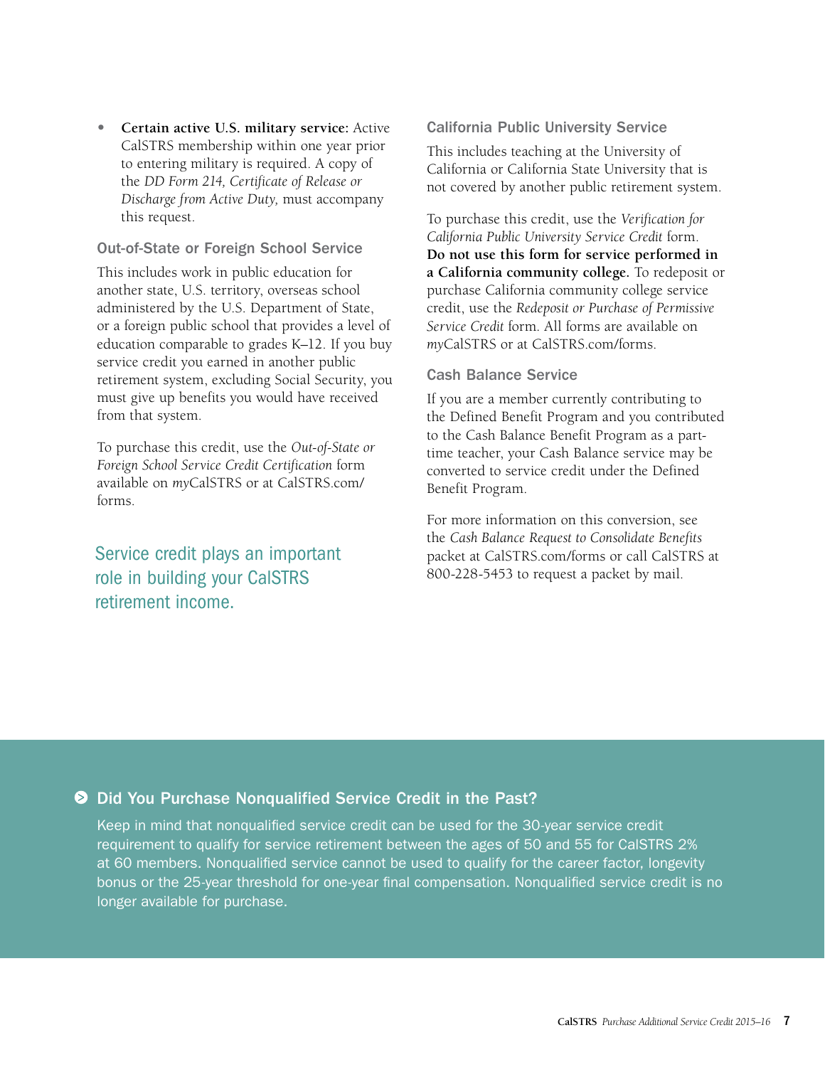- **Certain active U.S. military service:** Active CalSTRS membership within one year prior to entering military is required. A copy of the *DD Form 214, Certificate of Release or Discharge from Active Duty,* must accompany this request.

### Out-of-State or Foreign School Service

This includes work in public education for another state, U.S. territory, overseas school administered by the U.S. Department of State, or a foreign public school that provides a level of education comparable to grades K–12. If you buy service credit you earned in another public retirement system, excluding Social Security, you must give up benefits you would have received from that system.

To purchase this credit, use the *Out-of-State or Foreign School Service Credit Certification* form available on *my*CalSTRS or at CalSTRS.com/forms.

Service credit plays an important role in building your CalSTRS retirement income.

### California Public University Service

This includes teaching at the University of California or California State University that is not covered by another public retirement system.

To purchase this credit, use the *Verification for California Public University Service Credit* form. **Do not use this form for service performed in a California community college.** To redeposit or purchase California community college service credit, use the *Redeposit or Purchase of Permissive Service Credit* form. All forms are available on *my*CalSTRS or at CalSTRS.com/forms.

### Cash Balance Service

If you are a member currently contributing to the Defined Benefit Program and you contributed to the Cash Balance Benefit Program as a part-time teacher, your Cash Balance service may be converted to service credit under the Defined Benefit Program.

For more information on this conversion, see the *Cash Balance Request to Consolidate Benefits* packet at CalSTRS.com/forms or call CalSTRS at 800-228-5453 to request a packet by mail.

### Did You Purchase Nonqualified Service Credit in the Past?

Keep in mind that nonqualified service credit can be used for the 30-year service credit requirement to qualify for service retirement between the ages of 50 and 55 for CalSTRS 2% at 60 members. Nonqualified service cannot be used to qualify for the career factor, longevity bonus or the 25-year threshold for one-year final compensation. Nonqualified service credit is no longer available for purchase.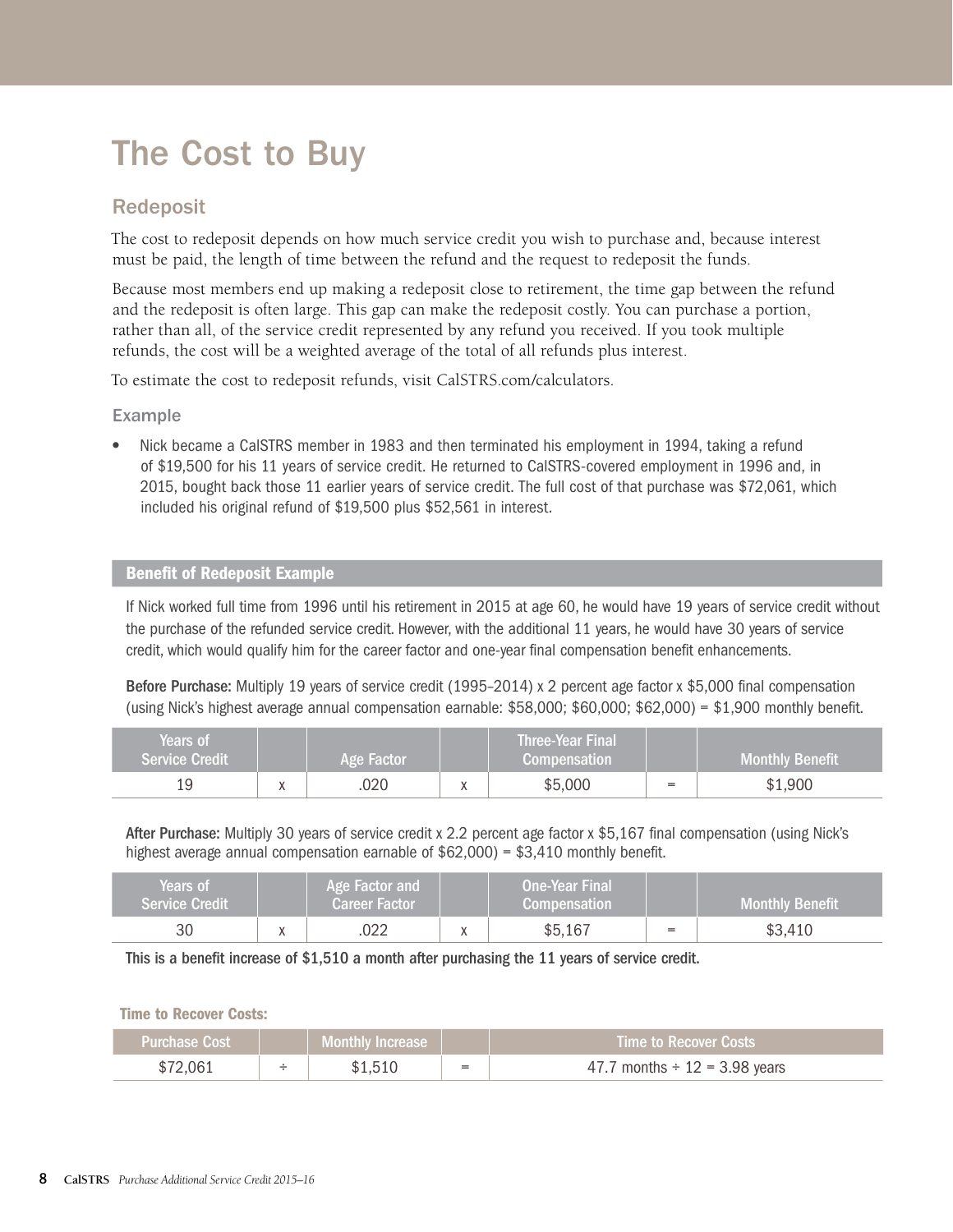# The Cost to Buy

## Redeposit

The cost to redeposit depends on how much service credit you wish to purchase and, because interest must be paid, the length of time between the refund and the request to redeposit the funds.

Because most members end up making a redeposit close to retirement, the time gap between the refund and the redeposit is often large. This gap can make the redeposit costly. You can purchase a portion, rather than all, of the service credit represented by any refund you received. If you took multiple refunds, the cost will be a weighted average of the total of all refunds plus interest.

To estimate the cost to redeposit refunds, visit CalSTRS.com/calculators.

### Example

- Nick became a CalSTRS member in 1983 and then terminated his employment in 1994, taking a refund of $19,500 for his 11 years of service credit. He returned to CalSTRS-covered employment in 1996 and, in 2015, bought back those 11 earlier years of service credit. The full cost of that purchase was $72,061, which included his original refund of $19,500 plus $52,561 in interest.

**Benefit of Redeposit Example**

If Nick worked full time from 1996 until his retirement in 2015 at age 60, he would have 19 years of service credit without the purchase of the refunded service credit. However, with the additional 11 years, he would have 30 years of service credit, which would qualify him for the career factor and one-year final compensation benefit enhancements.

**Before Purchase:** Multiply 19 years of service credit (1995–2014) x 2 percent age factor x $5,000 final compensation (using Nick's highest average annual compensation earnable: $58,000; $60,000; $62,000) = $1,900 monthly benefit.

| Years of Service Credit | | Age Factor | | Three-Year Final Compensation | | Monthly Benefit |
|---|---|---|---|---|---|---|
| 19 | x | .020 | x | $5,000 | = | $1,900 |

**After Purchase:** Multiply 30 years of service credit x 2.2 percent age factor x $5,167 final compensation (using Nick's highest average annual compensation earnable of $62,000) = $3,410 monthly benefit.

| Years of Service Credit | | Age Factor and Career Factor | | One-Year Final Compensation | | Monthly Benefit |
|---|---|---|---|---|---|---|
| 30 | x | .022 | x | $5,167 | = | $3,410 |

**This is a benefit increase of $1,510 a month after purchasing the 11 years of service credit.**

**Time to Recover Costs:**

| Purchase Cost | | Monthly Increase | | Time to Recover Costs |
|---|---|---|---|---|
| $72,061 | ÷ | $1,510 | = | 47.7 months ÷ 12 = 3.98 years |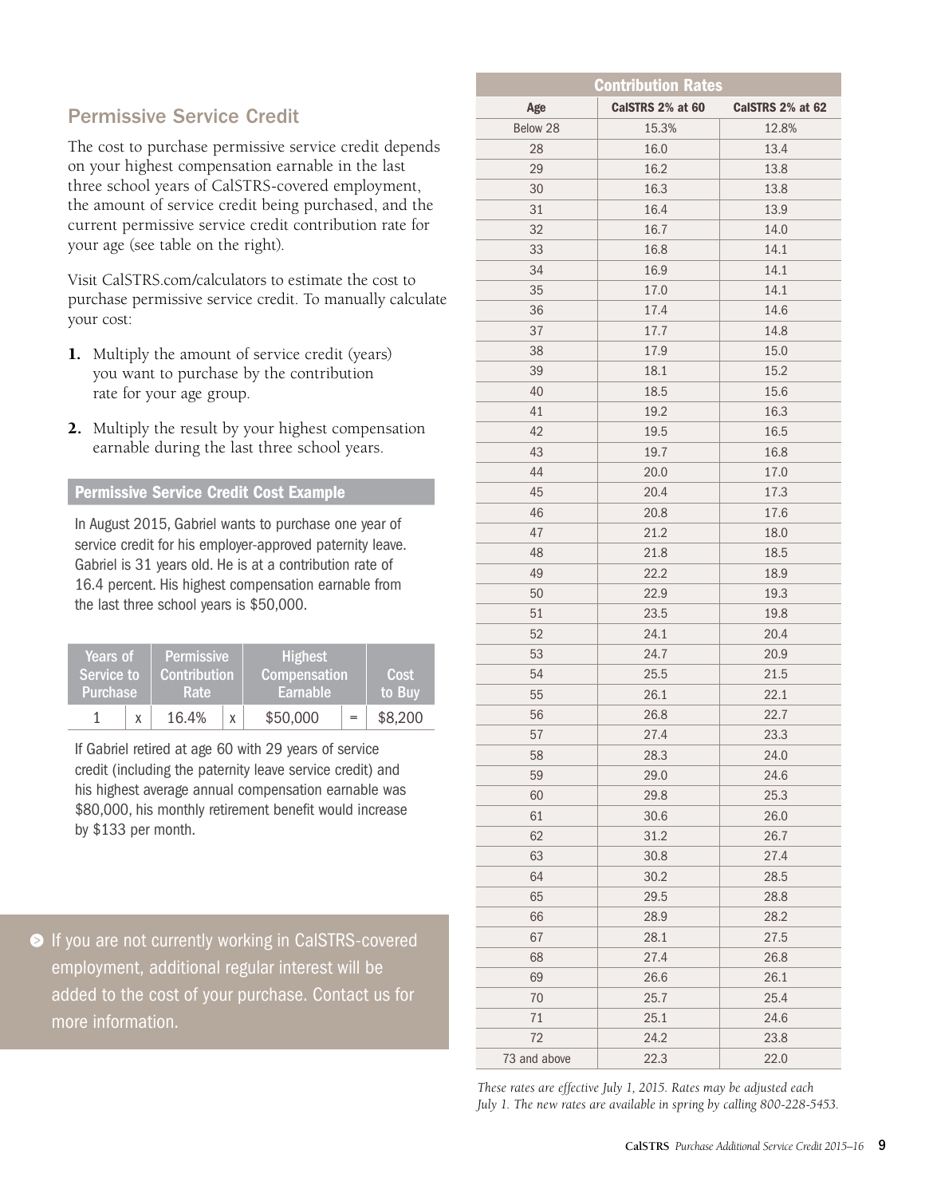## Permissive Service Credit

The cost to purchase permissive service credit depends on your highest compensation earnable in the last three school years of CalSTRS-covered employment, the amount of service credit being purchased, and the current permissive service credit contribution rate for your age (see table on the right).

Visit CalSTRS.com/calculators to estimate the cost to purchase permissive service credit. To manually calculate your cost:

1. Multiply the amount of service credit (years) you want to purchase by the contribution rate for your age group.
2. Multiply the result by your highest compensation earnable during the last three school years.

### Permissive Service Credit Cost Example

In August 2015, Gabriel wants to purchase one year of service credit for his employer-approved paternity leave. Gabriel is 31 years old. He is at a contribution rate of 16.4 percent. His highest compensation earnable from the last three school years is $50,000.

| Years of Service to Purchase | | Permissive Contribution Rate | | Highest Compensation Earnable | | Cost to Buy |
|---|---|---|---|---|---|---|
| 1 | x | 16.4% | x | $50,000 | = | $8,200 |

If Gabriel retired at age 60 with 29 years of service credit (including the paternity leave service credit) and his highest average annual compensation earnable was $80,000, his monthly retirement benefit would increase by $133 per month.

If you are not currently working in CalSTRS-covered employment, additional regular interest will be added to the cost of your purchase. Contact us for more information.

| Contribution Rates | | |
|---|---|---|
| **Age** | **CalSTRS 2% at 60** | **CalSTRS 2% at 62** |
| Below 28 | 15.3% | 12.8% |
| 28 | 16.0 | 13.4 |
| 29 | 16.2 | 13.8 |
| 30 | 16.3 | 13.8 |
| 31 | 16.4 | 13.9 |
| 32 | 16.7 | 14.0 |
| 33 | 16.8 | 14.1 |
| 34 | 16.9 | 14.1 |
| 35 | 17.0 | 14.1 |
| 36 | 17.4 | 14.6 |
| 37 | 17.7 | 14.8 |
| 38 | 17.9 | 15.0 |
| 39 | 18.1 | 15.2 |
| 40 | 18.5 | 15.6 |
| 41 | 19.2 | 16.3 |
| 42 | 19.5 | 16.5 |
| 43 | 19.7 | 16.8 |
| 44 | 20.0 | 17.0 |
| 45 | 20.4 | 17.3 |
| 46 | 20.8 | 17.6 |
| 47 | 21.2 | 18.0 |
| 48 | 21.8 | 18.5 |
| 49 | 22.2 | 18.9 |
| 50 | 22.9 | 19.3 |
| 51 | 23.5 | 19.8 |
| 52 | 24.1 | 20.4 |
| 53 | 24.7 | 20.9 |
| 54 | 25.5 | 21.5 |
| 55 | 26.1 | 22.1 |
| 56 | 26.8 | 22.7 |
| 57 | 27.4 | 23.3 |
| 58 | 28.3 | 24.0 |
| 59 | 29.0 | 24.6 |
| 60 | 29.8 | 25.3 |
| 61 | 30.6 | 26.0 |
| 62 | 31.2 | 26.7 |
| 63 | 30.8 | 27.4 |
| 64 | 30.2 | 28.5 |
| 65 | 29.5 | 28.8 |
| 66 | 28.9 | 28.2 |
| 67 | 28.1 | 27.5 |
| 68 | 27.4 | 26.8 |
| 69 | 26.6 | 26.1 |
| 70 | 25.7 | 25.4 |
| 71 | 25.1 | 24.6 |
| 72 | 24.2 | 23.8 |
| 73 and above | 22.3 | 22.0 |

*These rates are effective July 1, 2015. Rates may be adjusted each July 1. The new rates are available in spring by calling 800-228-5453.*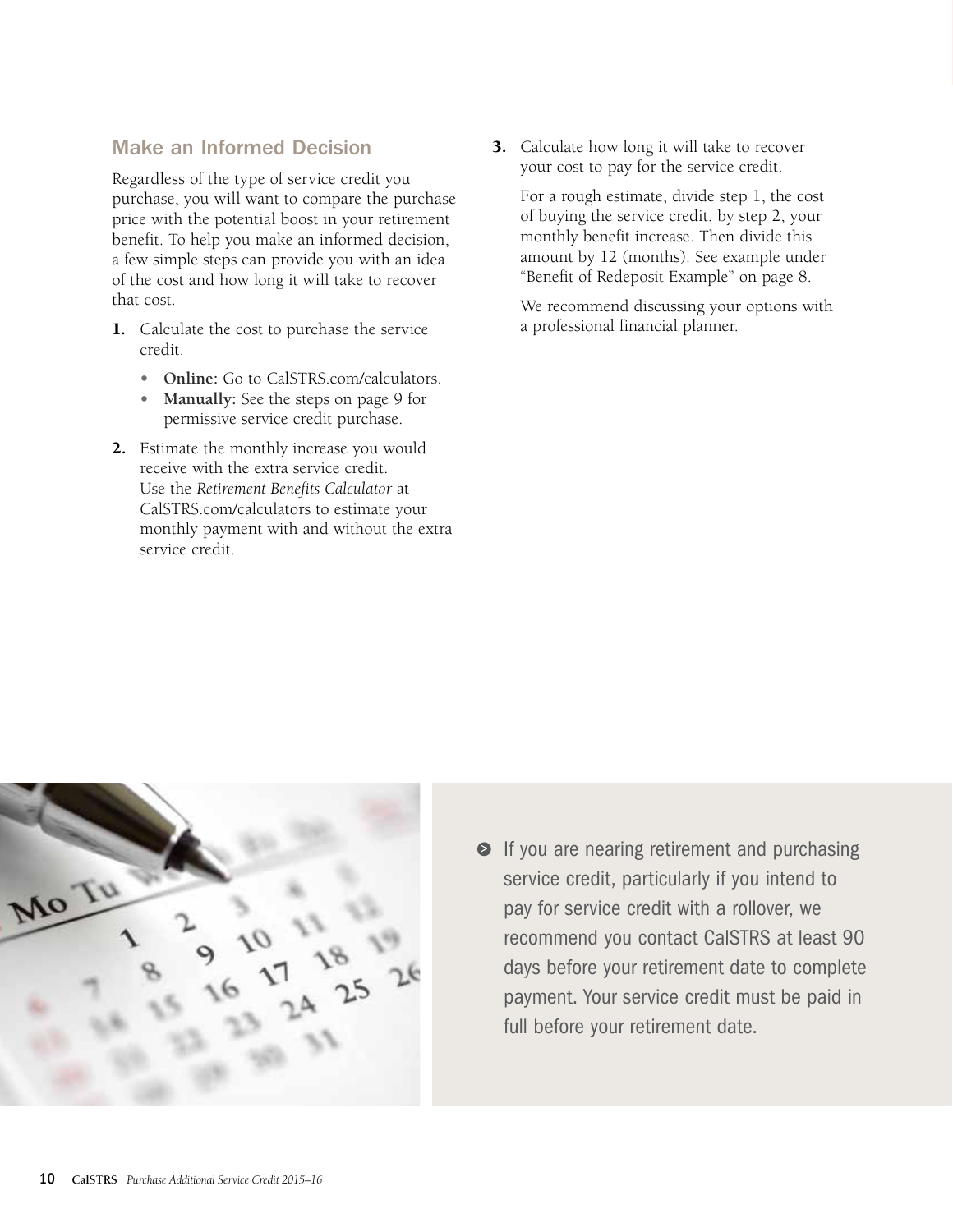## Make an Informed Decision

Regardless of the type of service credit you purchase, you will want to compare the purchase price with the potential boost in your retirement benefit. To help you make an informed decision, a few simple steps can provide you with an idea of the cost and how long it will take to recover that cost.

1. Calculate the cost to purchase the service credit.
   - **Online:** Go to CalSTRS.com/calculators.
   - **Manually:** See the steps on page 9 for permissive service credit purchase.
2. Estimate the monthly increase you would receive with the extra service credit. Use the *Retirement Benefits Calculator* at CalSTRS.com/calculators to estimate your monthly payment with and without the extra service credit.
3. Calculate how long it will take to recover your cost to pay for the service credit.

   For a rough estimate, divide step 1, the cost of buying the service credit, by step 2, your monthly benefit increase. Then divide this amount by 12 (months). See example under "Benefit of Redeposit Example" on page 8.

   We recommend discussing your options with a professional financial planner.

If you are nearing retirement and purchasing service credit, particularly if you intend to pay for service credit with a rollover, we recommend you contact CalSTRS at least 90 days before your retirement date to complete payment. Your service credit must be paid in full before your retirement date.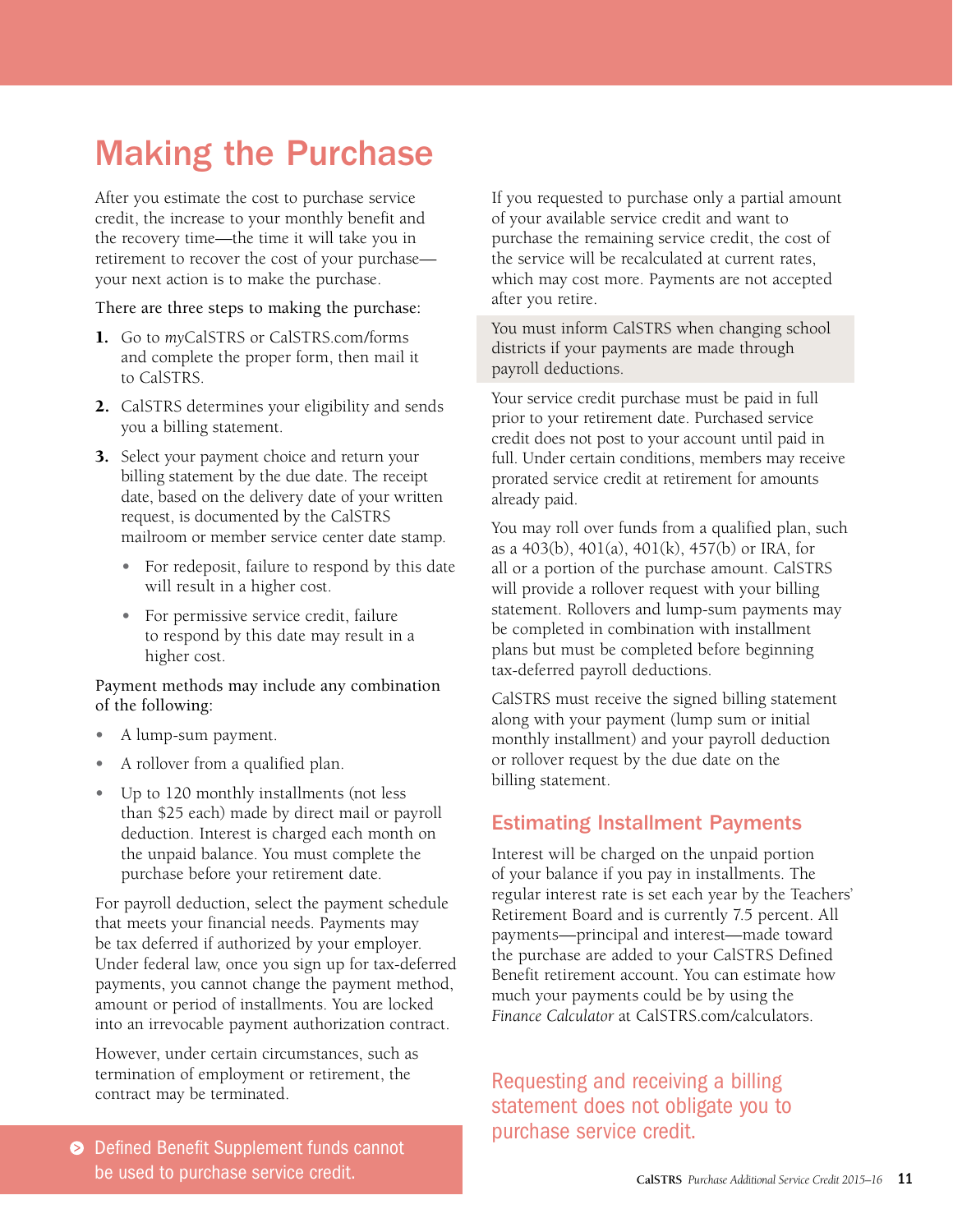# Making the Purchase

After you estimate the cost to purchase service credit, the increase to your monthly benefit and the recovery time—the time it will take you in retirement to recover the cost of your purchase—your next action is to make the purchase.

There are three steps to making the purchase:

1. Go to *my*CalSTRS or CalSTRS.com/forms and complete the proper form, then mail it to CalSTRS.
2. CalSTRS determines your eligibility and sends you a billing statement.
3. Select your payment choice and return your billing statement by the due date. The receipt date, based on the delivery date of your written request, is documented by the CalSTRS mailroom or member service center date stamp.
   - For redeposit, failure to respond by this date will result in a higher cost.
   - For permissive service credit, failure to respond by this date may result in a higher cost.

Payment methods may include any combination of the following:

- A lump-sum payment.
- A rollover from a qualified plan.
- Up to 120 monthly installments (not less than $25 each) made by direct mail or payroll deduction. Interest is charged each month on the unpaid balance. You must complete the purchase before your retirement date.

For payroll deduction, select the payment schedule that meets your financial needs. Payments may be tax deferred if authorized by your employer. Under federal law, once you sign up for tax-deferred payments, you cannot change the payment method, amount or period of installments. You are locked into an irrevocable payment authorization contract.

However, under certain circumstances, such as termination of employment or retirement, the contract may be terminated.

> Defined Benefit Supplement funds cannot be used to purchase service credit.

If you requested to purchase only a partial amount of your available service credit and want to purchase the remaining service credit, the cost of the service will be recalculated at current rates, which may cost more. Payments are not accepted after you retire.

> You must inform CalSTRS when changing school districts if your payments are made through payroll deductions.

Your service credit purchase must be paid in full prior to your retirement date. Purchased service credit does not post to your account until paid in full. Under certain conditions, members may receive prorated service credit at retirement for amounts already paid.

You may roll over funds from a qualified plan, such as a 403(b), 401(a), 401(k), 457(b) or IRA, for all or a portion of the purchase amount. CalSTRS will provide a rollover request with your billing statement. Rollovers and lump-sum payments may be completed in combination with installment plans but must be completed before beginning tax-deferred payroll deductions.

CalSTRS must receive the signed billing statement along with your payment (lump sum or initial monthly installment) and your payroll deduction or rollover request by the due date on the billing statement.

## Estimating Installment Payments

Interest will be charged on the unpaid portion of your balance if you pay in installments. The regular interest rate is set each year by the Teachers' Retirement Board and is currently 7.5 percent. All payments—principal and interest—made toward the purchase are added to your CalSTRS Defined Benefit retirement account. You can estimate how much your payments could be by using the *Finance Calculator* at CalSTRS.com/calculators.

> Requesting and receiving a billing statement does not obligate you to purchase service credit.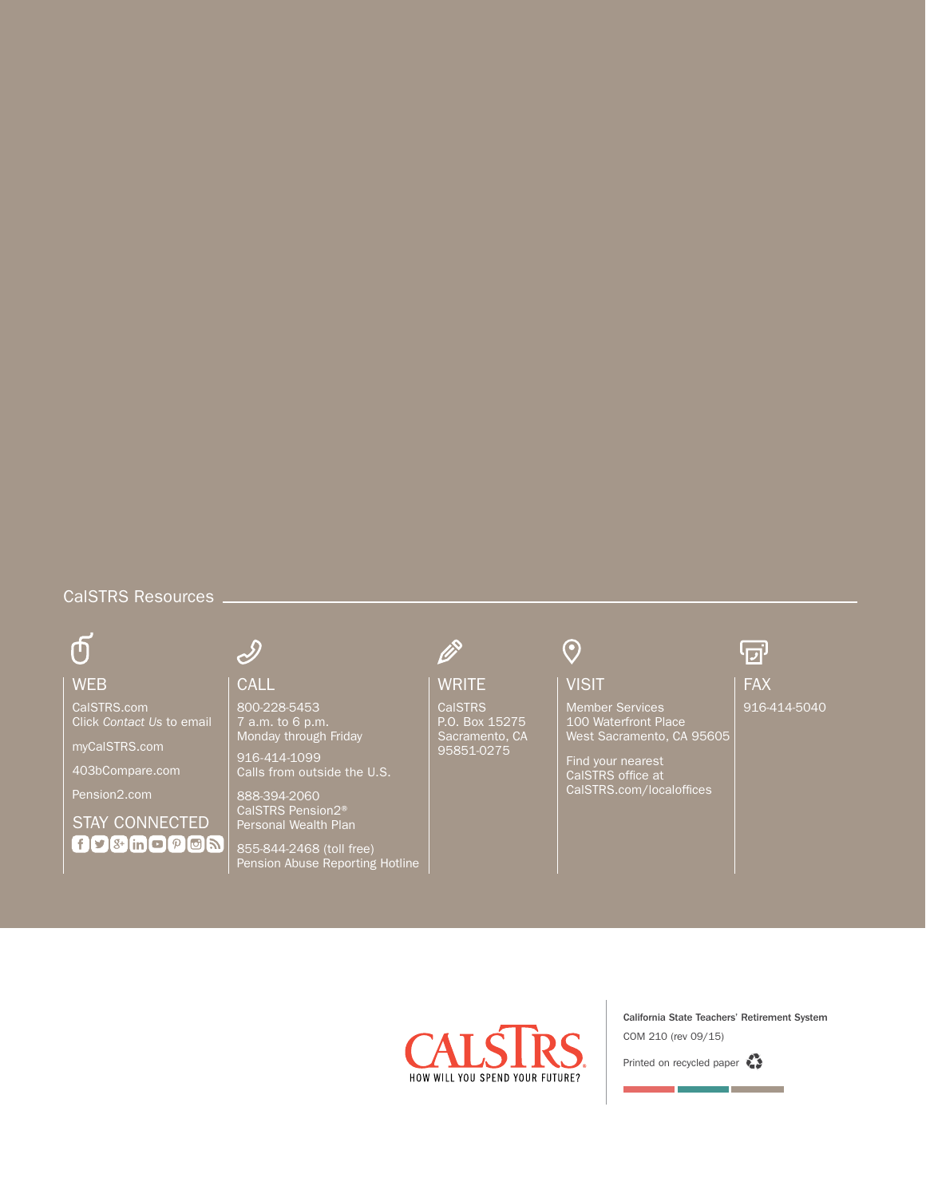## CalSTRS Resources

### WEB

CalSTRS.com
Click *Contact Us* to email

myCalSTRS.com

403bCompare.com

Pension2.com

### STAY CONNECTED

### CALL

800-228-5453
7 a.m. to 6 p.m.
Monday through Friday

916-414-1099
Calls from outside the U.S.

888-394-2060
CalSTRS Pension2®
Personal Wealth Plan

855-844-2468 (toll free)
Pension Abuse Reporting Hotline

### WRITE

CalSTRS
P.O. Box 15275
Sacramento, CA
95851-0275

### VISIT

Member Services
100 Waterfront Place
West Sacramento, CA 95605

Find your nearest
CalSTRS office at
CalSTRS.com/localoffices

### FAX

916-414-5040

CALSTRS
HOW WILL YOU SPEND YOUR FUTURE?

**California State Teachers' Retirement System**

COM 210 (rev 09/15)

Printed on recycled paper